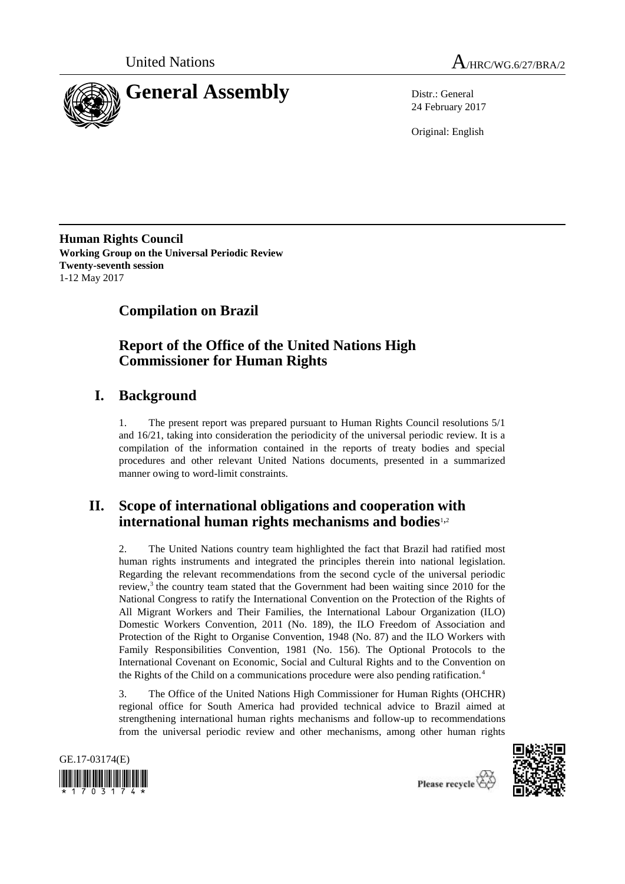United Nations A/HRC/WG.6/27/BRA/2

# General Assembly

Distr.: General
24 February 2017

Original: English

**Human Rights Council**
**Working Group on the Universal Periodic Review**
**Twenty-seventh session**
1-12 May 2017

## Compilation on Brazil

## Report of the Office of the United Nations High Commissioner for Human Rights

## I. Background

1. The present report was prepared pursuant to Human Rights Council resolutions 5/1 and 16/21, taking into consideration the periodicity of the universal periodic review. It is a compilation of the information contained in the reports of treaty bodies and special procedures and other relevant United Nations documents, presented in a summarized manner owing to word-limit constraints.

## II. Scope of international obligations and cooperation with international human rights mechanisms and bodies[1,2]

2. The United Nations country team highlighted the fact that Brazil had ratified most human rights instruments and integrated the principles therein into national legislation. Regarding the relevant recommendations from the second cycle of the universal periodic review,[3] the country team stated that the Government had been waiting since 2010 for the National Congress to ratify the International Convention on the Protection of the Rights of All Migrant Workers and Their Families, the International Labour Organization (ILO) Domestic Workers Convention, 2011 (No. 189), the ILO Freedom of Association and Protection of the Right to Organise Convention, 1948 (No. 87) and the ILO Workers with Family Responsibilities Convention, 1981 (No. 156). The Optional Protocols to the International Covenant on Economic, Social and Cultural Rights and to the Convention on the Rights of the Child on a communications procedure were also pending ratification.[4]

3. The Office of the United Nations High Commissioner for Human Rights (OHCHR) regional office for South America had provided technical advice to Brazil aimed at strengthening international human rights mechanisms and follow-up to recommendations from the universal periodic review and other mechanisms, among other human rights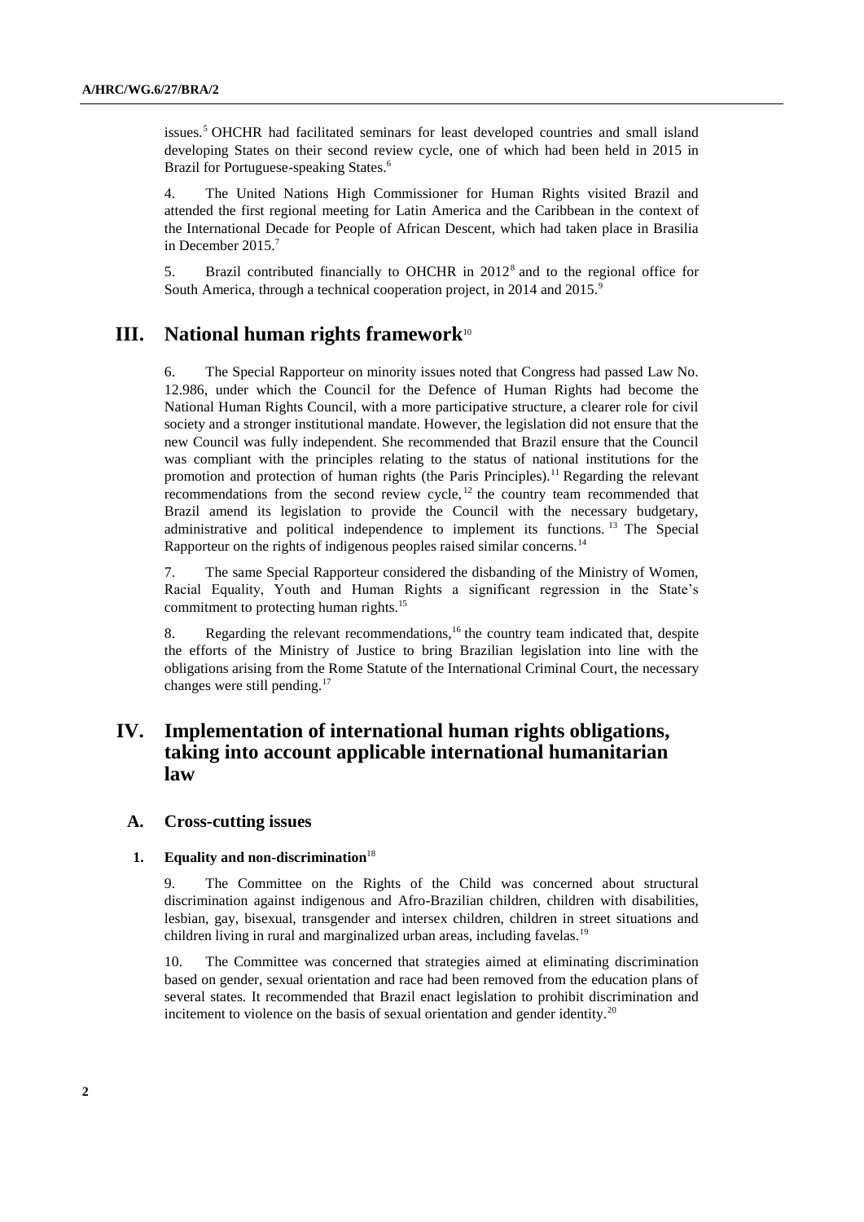issues.[5] OHCHR had facilitated seminars for least developed countries and small island developing States on their second review cycle, one of which had been held in 2015 in Brazil for Portuguese-speaking States.[6]

4. The United Nations High Commissioner for Human Rights visited Brazil and attended the first regional meeting for Latin America and the Caribbean in the context of the International Decade for People of African Descent, which had taken place in Brasilia in December 2015.[7]

5. Brazil contributed financially to OHCHR in 2012[8] and to the regional office for South America, through a technical cooperation project, in 2014 and 2015.[9]

# III. National human rights framework[10]

6. The Special Rapporteur on minority issues noted that Congress had passed Law No. 12.986, under which the Council for the Defence of Human Rights had become the National Human Rights Council, with a more participative structure, a clearer role for civil society and a stronger institutional mandate. However, the legislation did not ensure that the new Council was fully independent. She recommended that Brazil ensure that the Council was compliant with the principles relating to the status of national institutions for the promotion and protection of human rights (the Paris Principles).[11] Regarding the relevant recommendations from the second review cycle,[12] the country team recommended that Brazil amend its legislation to provide the Council with the necessary budgetary, administrative and political independence to implement its functions.[13] The Special Rapporteur on the rights of indigenous peoples raised similar concerns.[14]

7. The same Special Rapporteur considered the disbanding of the Ministry of Women, Racial Equality, Youth and Human Rights a significant regression in the State's commitment to protecting human rights.[15]

8. Regarding the relevant recommendations,[16] the country team indicated that, despite the efforts of the Ministry of Justice to bring Brazilian legislation into line with the obligations arising from the Rome Statute of the International Criminal Court, the necessary changes were still pending.[17]

# IV. Implementation of international human rights obligations, taking into account applicable international humanitarian law

## A. Cross-cutting issues

### 1. Equality and non-discrimination[18]

9. The Committee on the Rights of the Child was concerned about structural discrimination against indigenous and Afro-Brazilian children, children with disabilities, lesbian, gay, bisexual, transgender and intersex children, children in street situations and children living in rural and marginalized urban areas, including favelas.[19]

10. The Committee was concerned that strategies aimed at eliminating discrimination based on gender, sexual orientation and race had been removed from the education plans of several states. It recommended that Brazil enact legislation to prohibit discrimination and incitement to violence on the basis of sexual orientation and gender identity.[20]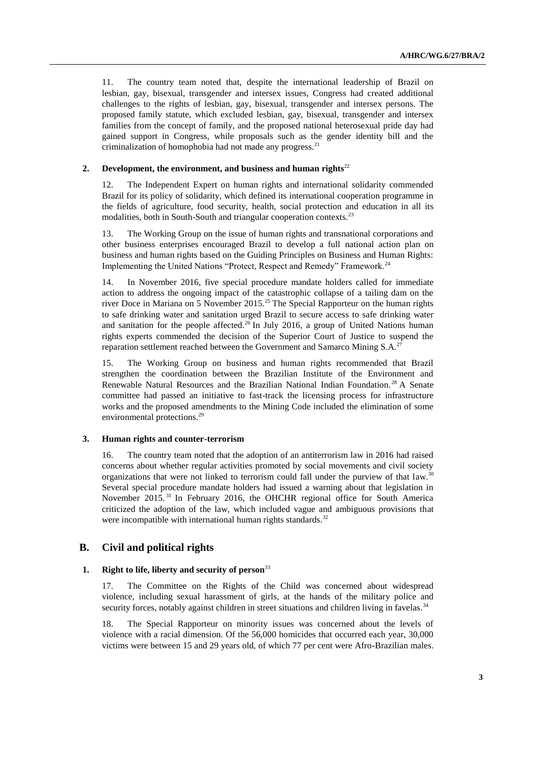11. The country team noted that, despite the international leadership of Brazil on lesbian, gay, bisexual, transgender and intersex issues, Congress had created additional challenges to the rights of lesbian, gay, bisexual, transgender and intersex persons. The proposed family statute, which excluded lesbian, gay, bisexual, transgender and intersex families from the concept of family, and the proposed national heterosexual pride day had gained support in Congress, while proposals such as the gender identity bill and the criminalization of homophobia had not made any progress.[21]

### 2. Development, the environment, and business and human rights[22]

12. The Independent Expert on human rights and international solidarity commended Brazil for its policy of solidarity, which defined its international cooperation programme in the fields of agriculture, food security, health, social protection and education in all its modalities, both in South-South and triangular cooperation contexts.[23]

13. The Working Group on the issue of human rights and transnational corporations and other business enterprises encouraged Brazil to develop a full national action plan on business and human rights based on the Guiding Principles on Business and Human Rights: Implementing the United Nations "Protect, Respect and Remedy" Framework.[24]

14. In November 2016, five special procedure mandate holders called for immediate action to address the ongoing impact of the catastrophic collapse of a tailing dam on the river Doce in Mariana on 5 November 2015.[25] The Special Rapporteur on the human rights to safe drinking water and sanitation urged Brazil to secure access to safe drinking water and sanitation for the people affected.[26] In July 2016, a group of United Nations human rights experts commended the decision of the Superior Court of Justice to suspend the reparation settlement reached between the Government and Samarco Mining S.A.[27]

15. The Working Group on business and human rights recommended that Brazil strengthen the coordination between the Brazilian Institute of the Environment and Renewable Natural Resources and the Brazilian National Indian Foundation.[28] A Senate committee had passed an initiative to fast-track the licensing process for infrastructure works and the proposed amendments to the Mining Code included the elimination of some environmental protections.[29]

### 3. Human rights and counter-terrorism

16. The country team noted that the adoption of an antiterrorism law in 2016 had raised concerns about whether regular activities promoted by social movements and civil society organizations that were not linked to terrorism could fall under the purview of that law.[30] Several special procedure mandate holders had issued a warning about that legislation in November 2015.[31] In February 2016, the OHCHR regional office for South America criticized the adoption of the law, which included vague and ambiguous provisions that were incompatible with international human rights standards.[32]

## B. Civil and political rights

### 1. Right to life, liberty and security of person[33]

17. The Committee on the Rights of the Child was concerned about widespread violence, including sexual harassment of girls, at the hands of the military police and security forces, notably against children in street situations and children living in favelas.[34]

18. The Special Rapporteur on minority issues was concerned about the levels of violence with a racial dimension. Of the 56,000 homicides that occurred each year, 30,000 victims were between 15 and 29 years old, of which 77 per cent were Afro-Brazilian males.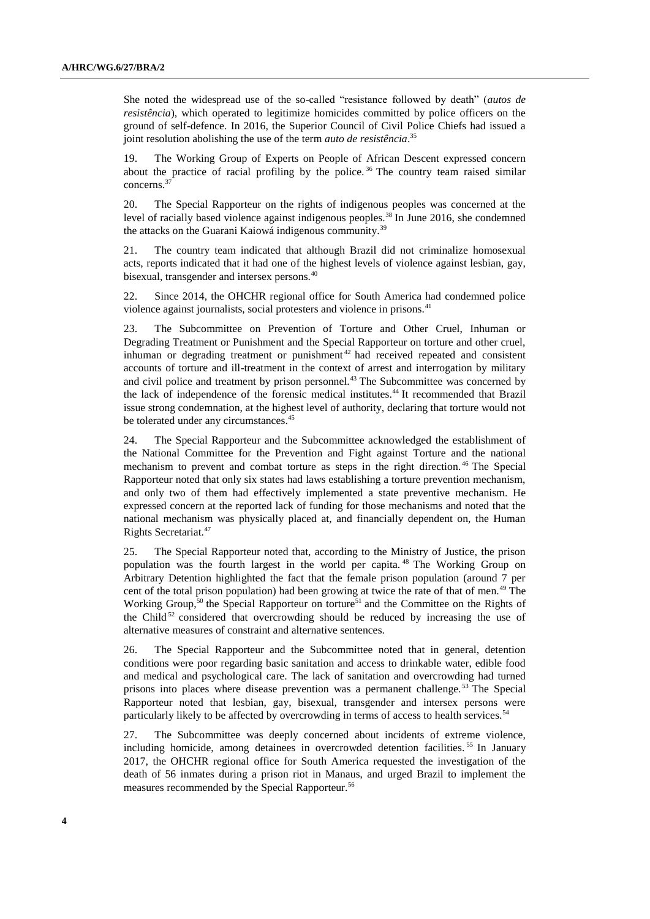She noted the widespread use of the so-called “resistance followed by death” (*autos de resistência*), which operated to legitimize homicides committed by police officers on the ground of self-defence. In 2016, the Superior Council of Civil Police Chiefs had issued a joint resolution abolishing the use of the term *auto de resistência*.[35]

19. The Working Group of Experts on People of African Descent expressed concern about the practice of racial profiling by the police.[36] The country team raised similar concerns.[37]

20. The Special Rapporteur on the rights of indigenous peoples was concerned at the level of racially based violence against indigenous peoples.[38] In June 2016, she condemned the attacks on the Guarani Kaiowá indigenous community.[39]

21. The country team indicated that although Brazil did not criminalize homosexual acts, reports indicated that it had one of the highest levels of violence against lesbian, gay, bisexual, transgender and intersex persons.[40]

22. Since 2014, the OHCHR regional office for South America had condemned police violence against journalists, social protesters and violence in prisons.[41]

23. The Subcommittee on Prevention of Torture and Other Cruel, Inhuman or Degrading Treatment or Punishment and the Special Rapporteur on torture and other cruel, inhuman or degrading treatment or punishment[42] had received repeated and consistent accounts of torture and ill-treatment in the context of arrest and interrogation by military and civil police and treatment by prison personnel.[43] The Subcommittee was concerned by the lack of independence of the forensic medical institutes.[44] It recommended that Brazil issue strong condemnation, at the highest level of authority, declaring that torture would not be tolerated under any circumstances.[45]

24. The Special Rapporteur and the Subcommittee acknowledged the establishment of the National Committee for the Prevention and Fight against Torture and the national mechanism to prevent and combat torture as steps in the right direction.[46] The Special Rapporteur noted that only six states had laws establishing a torture prevention mechanism, and only two of them had effectively implemented a state preventive mechanism. He expressed concern at the reported lack of funding for those mechanisms and noted that the national mechanism was physically placed at, and financially dependent on, the Human Rights Secretariat.[47]

25. The Special Rapporteur noted that, according to the Ministry of Justice, the prison population was the fourth largest in the world per capita.[48] The Working Group on Arbitrary Detention highlighted the fact that the female prison population (around 7 per cent of the total prison population) had been growing at twice the rate of that of men.[49] The Working Group,[50] the Special Rapporteur on torture[51] and the Committee on the Rights of the Child[52] considered that overcrowding should be reduced by increasing the use of alternative measures of constraint and alternative sentences.

26. The Special Rapporteur and the Subcommittee noted that in general, detention conditions were poor regarding basic sanitation and access to drinkable water, edible food and medical and psychological care. The lack of sanitation and overcrowding had turned prisons into places where disease prevention was a permanent challenge.[53] The Special Rapporteur noted that lesbian, gay, bisexual, transgender and intersex persons were particularly likely to be affected by overcrowding in terms of access to health services.[54]

27. The Subcommittee was deeply concerned about incidents of extreme violence, including homicide, among detainees in overcrowded detention facilities.[55] In January 2017, the OHCHR regional office for South America requested the investigation of the death of 56 inmates during a prison riot in Manaus, and urged Brazil to implement the measures recommended by the Special Rapporteur.[56]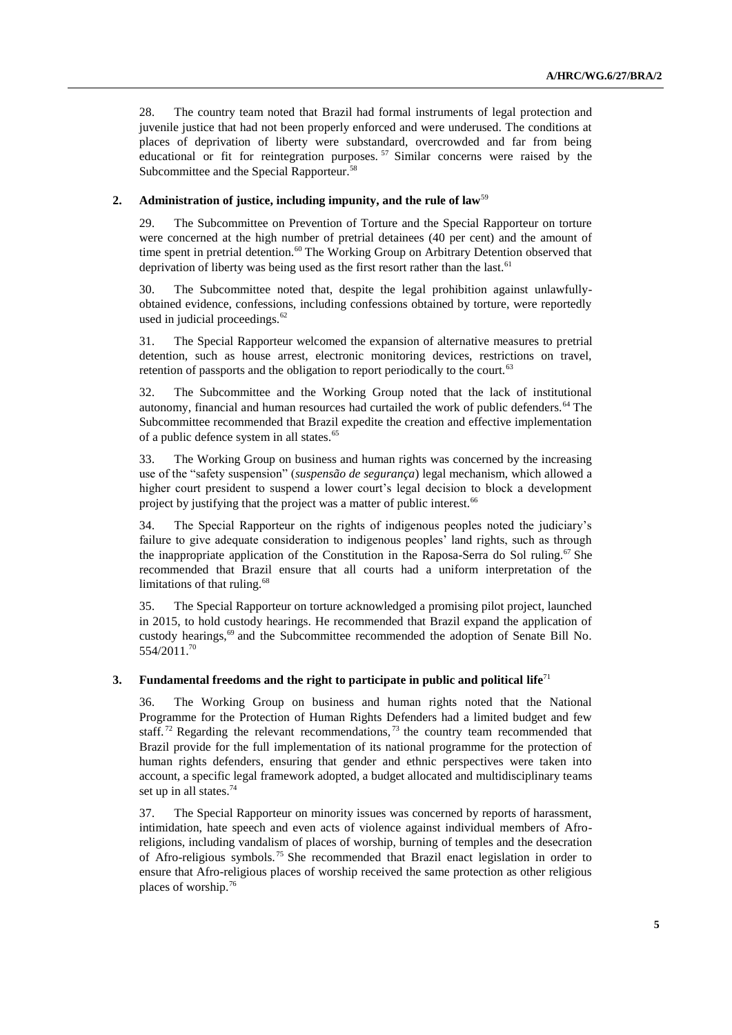28. The country team noted that Brazil had formal instruments of legal protection and juvenile justice that had not been properly enforced and were underused. The conditions at places of deprivation of liberty were substandard, overcrowded and far from being educational or fit for reintegration purposes.[57] Similar concerns were raised by the Subcommittee and the Special Rapporteur.[58]

### 2. Administration of justice, including impunity, and the rule of law[59]

29. The Subcommittee on Prevention of Torture and the Special Rapporteur on torture were concerned at the high number of pretrial detainees (40 per cent) and the amount of time spent in pretrial detention.[60] The Working Group on Arbitrary Detention observed that deprivation of liberty was being used as the first resort rather than the last.[61]

30. The Subcommittee noted that, despite the legal prohibition against unlawfully-obtained evidence, confessions, including confessions obtained by torture, were reportedly used in judicial proceedings.[62]

31. The Special Rapporteur welcomed the expansion of alternative measures to pretrial detention, such as house arrest, electronic monitoring devices, restrictions on travel, retention of passports and the obligation to report periodically to the court.[63]

32. The Subcommittee and the Working Group noted that the lack of institutional autonomy, financial and human resources had curtailed the work of public defenders.[64] The Subcommittee recommended that Brazil expedite the creation and effective implementation of a public defence system in all states.[65]

33. The Working Group on business and human rights was concerned by the increasing use of the "safety suspension" (*suspensão de segurança*) legal mechanism, which allowed a higher court president to suspend a lower court's legal decision to block a development project by justifying that the project was a matter of public interest.[66]

34. The Special Rapporteur on the rights of indigenous peoples noted the judiciary's failure to give adequate consideration to indigenous peoples' land rights, such as through the inappropriate application of the Constitution in the Raposa-Serra do Sol ruling.[67] She recommended that Brazil ensure that all courts had a uniform interpretation of the limitations of that ruling.[68]

35. The Special Rapporteur on torture acknowledged a promising pilot project, launched in 2015, to hold custody hearings. He recommended that Brazil expand the application of custody hearings,[69] and the Subcommittee recommended the adoption of Senate Bill No. 554/2011.[70]

### 3. Fundamental freedoms and the right to participate in public and political life[71]

36. The Working Group on business and human rights noted that the National Programme for the Protection of Human Rights Defenders had a limited budget and few staff.[72] Regarding the relevant recommendations,[73] the country team recommended that Brazil provide for the full implementation of its national programme for the protection of human rights defenders, ensuring that gender and ethnic perspectives were taken into account, a specific legal framework adopted, a budget allocated and multidisciplinary teams set up in all states.[74]

37. The Special Rapporteur on minority issues was concerned by reports of harassment, intimidation, hate speech and even acts of violence against individual members of Afro-religions, including vandalism of places of worship, burning of temples and the desecration of Afro-religious symbols.[75] She recommended that Brazil enact legislation in order to ensure that Afro-religious places of worship received the same protection as other religious places of worship.[76]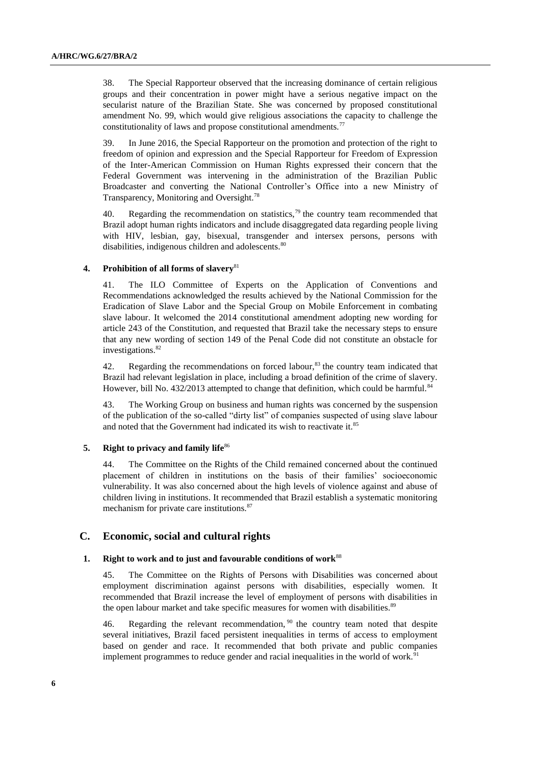38. The Special Rapporteur observed that the increasing dominance of certain religious groups and their concentration in power might have a serious negative impact on the secularist nature of the Brazilian State. She was concerned by proposed constitutional amendment No. 99, which would give religious associations the capacity to challenge the constitutionality of laws and propose constitutional amendments.[77]

39. In June 2016, the Special Rapporteur on the promotion and protection of the right to freedom of opinion and expression and the Special Rapporteur for Freedom of Expression of the Inter-American Commission on Human Rights expressed their concern that the Federal Government was intervening in the administration of the Brazilian Public Broadcaster and converting the National Controller's Office into a new Ministry of Transparency, Monitoring and Oversight.[78]

40. Regarding the recommendation on statistics,[79] the country team recommended that Brazil adopt human rights indicators and include disaggregated data regarding people living with HIV, lesbian, gay, bisexual, transgender and intersex persons, persons with disabilities, indigenous children and adolescents.[80]

### 4. Prohibition of all forms of slavery[81]

41. The ILO Committee of Experts on the Application of Conventions and Recommendations acknowledged the results achieved by the National Commission for the Eradication of Slave Labor and the Special Group on Mobile Enforcement in combating slave labour. It welcomed the 2014 constitutional amendment adopting new wording for article 243 of the Constitution, and requested that Brazil take the necessary steps to ensure that any new wording of section 149 of the Penal Code did not constitute an obstacle for investigations.[82]

42. Regarding the recommendations on forced labour,[83] the country team indicated that Brazil had relevant legislation in place, including a broad definition of the crime of slavery. However, bill No. 432/2013 attempted to change that definition, which could be harmful.[84]

43. The Working Group on business and human rights was concerned by the suspension of the publication of the so-called "dirty list" of companies suspected of using slave labour and noted that the Government had indicated its wish to reactivate it.[85]

### 5. Right to privacy and family life[86]

44. The Committee on the Rights of the Child remained concerned about the continued placement of children in institutions on the basis of their families' socioeconomic vulnerability. It was also concerned about the high levels of violence against and abuse of children living in institutions. It recommended that Brazil establish a systematic monitoring mechanism for private care institutions.[87]

## C. Economic, social and cultural rights

### 1. Right to work and to just and favourable conditions of work[88]

45. The Committee on the Rights of Persons with Disabilities was concerned about employment discrimination against persons with disabilities, especially women. It recommended that Brazil increase the level of employment of persons with disabilities in the open labour market and take specific measures for women with disabilities.[89]

46. Regarding the relevant recommendation,[90] the country team noted that despite several initiatives, Brazil faced persistent inequalities in terms of access to employment based on gender and race. It recommended that both private and public companies implement programmes to reduce gender and racial inequalities in the world of work.[91]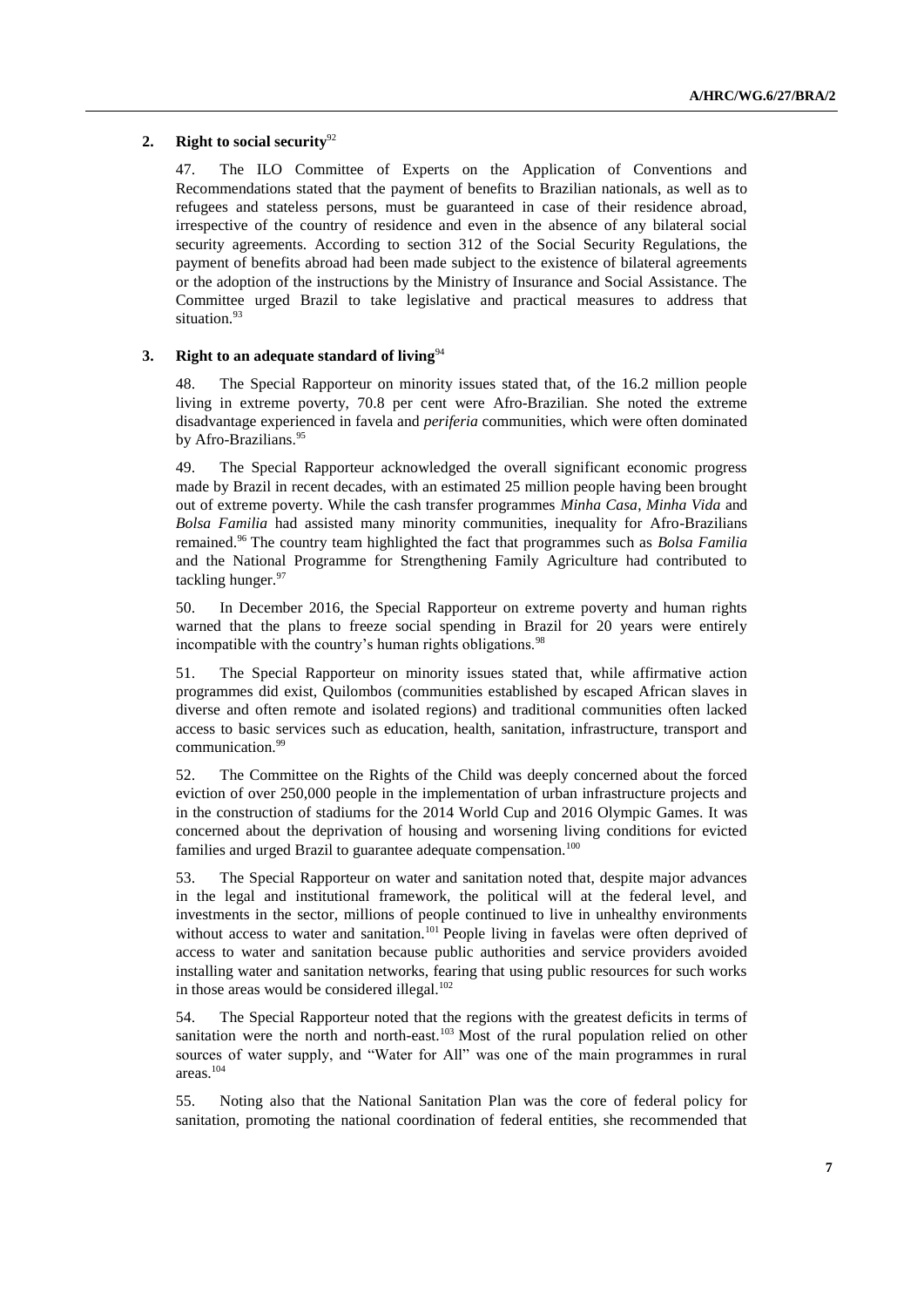### 2. Right to social security[92]

47. The ILO Committee of Experts on the Application of Conventions and Recommendations stated that the payment of benefits to Brazilian nationals, as well as to refugees and stateless persons, must be guaranteed in case of their residence abroad, irrespective of the country of residence and even in the absence of any bilateral social security agreements. According to section 312 of the Social Security Regulations, the payment of benefits abroad had been made subject to the existence of bilateral agreements or the adoption of the instructions by the Ministry of Insurance and Social Assistance. The Committee urged Brazil to take legislative and practical measures to address that situation.[93]

### 3. Right to an adequate standard of living[94]

48. The Special Rapporteur on minority issues stated that, of the 16.2 million people living in extreme poverty, 70.8 per cent were Afro-Brazilian. She noted the extreme disadvantage experienced in favela and *periferia* communities, which were often dominated by Afro-Brazilians.[95]

49. The Special Rapporteur acknowledged the overall significant economic progress made by Brazil in recent decades, with an estimated 25 million people having been brought out of extreme poverty. While the cash transfer programmes *Minha Casa*, *Minha Vida* and *Bolsa Familia* had assisted many minority communities, inequality for Afro-Brazilians remained.[96] The country team highlighted the fact that programmes such as *Bolsa Familia* and the National Programme for Strengthening Family Agriculture had contributed to tackling hunger.[97]

50. In December 2016, the Special Rapporteur on extreme poverty and human rights warned that the plans to freeze social spending in Brazil for 20 years were entirely incompatible with the country's human rights obligations.[98]

51. The Special Rapporteur on minority issues stated that, while affirmative action programmes did exist, Quilombos (communities established by escaped African slaves in diverse and often remote and isolated regions) and traditional communities often lacked access to basic services such as education, health, sanitation, infrastructure, transport and communication.[99]

52. The Committee on the Rights of the Child was deeply concerned about the forced eviction of over 250,000 people in the implementation of urban infrastructure projects and in the construction of stadiums for the 2014 World Cup and 2016 Olympic Games. It was concerned about the deprivation of housing and worsening living conditions for evicted families and urged Brazil to guarantee adequate compensation.[100]

53. The Special Rapporteur on water and sanitation noted that, despite major advances in the legal and institutional framework, the political will at the federal level, and investments in the sector, millions of people continued to live in unhealthy environments without access to water and sanitation.[101] People living in favelas were often deprived of access to water and sanitation because public authorities and service providers avoided installing water and sanitation networks, fearing that using public resources for such works in those areas would be considered illegal.[102]

54. The Special Rapporteur noted that the regions with the greatest deficits in terms of sanitation were the north and north-east.[103] Most of the rural population relied on other sources of water supply, and "Water for All" was one of the main programmes in rural areas.[104]

55. Noting also that the National Sanitation Plan was the core of federal policy for sanitation, promoting the national coordination of federal entities, she recommended that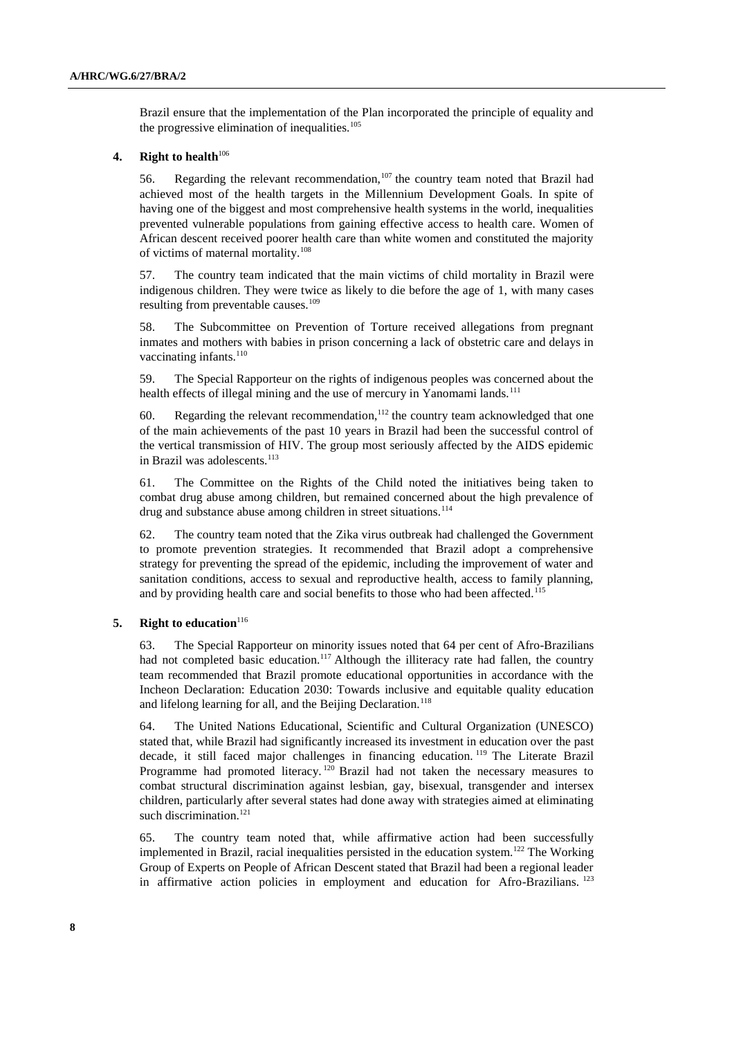Brazil ensure that the implementation of the Plan incorporated the principle of equality and the progressive elimination of inequalities.[105]

### 4. Right to health[106]

56. Regarding the relevant recommendation,[107] the country team noted that Brazil had achieved most of the health targets in the Millennium Development Goals. In spite of having one of the biggest and most comprehensive health systems in the world, inequalities prevented vulnerable populations from gaining effective access to health care. Women of African descent received poorer health care than white women and constituted the majority of victims of maternal mortality.[108]

57. The country team indicated that the main victims of child mortality in Brazil were indigenous children. They were twice as likely to die before the age of 1, with many cases resulting from preventable causes.[109]

58. The Subcommittee on Prevention of Torture received allegations from pregnant inmates and mothers with babies in prison concerning a lack of obstetric care and delays in vaccinating infants.[110]

59. The Special Rapporteur on the rights of indigenous peoples was concerned about the health effects of illegal mining and the use of mercury in Yanomami lands.[111]

60. Regarding the relevant recommendation,[112] the country team acknowledged that one of the main achievements of the past 10 years in Brazil had been the successful control of the vertical transmission of HIV. The group most seriously affected by the AIDS epidemic in Brazil was adolescents.[113]

61. The Committee on the Rights of the Child noted the initiatives being taken to combat drug abuse among children, but remained concerned about the high prevalence of drug and substance abuse among children in street situations.[114]

62. The country team noted that the Zika virus outbreak had challenged the Government to promote prevention strategies. It recommended that Brazil adopt a comprehensive strategy for preventing the spread of the epidemic, including the improvement of water and sanitation conditions, access to sexual and reproductive health, access to family planning, and by providing health care and social benefits to those who had been affected.[115]

### 5. Right to education[116]

63. The Special Rapporteur on minority issues noted that 64 per cent of Afro-Brazilians had not completed basic education.[117] Although the illiteracy rate had fallen, the country team recommended that Brazil promote educational opportunities in accordance with the Incheon Declaration: Education 2030: Towards inclusive and equitable quality education and lifelong learning for all, and the Beijing Declaration.[118]

64. The United Nations Educational, Scientific and Cultural Organization (UNESCO) stated that, while Brazil had significantly increased its investment in education over the past decade, it still faced major challenges in financing education.[119] The Literate Brazil Programme had promoted literacy.[120] Brazil had not taken the necessary measures to combat structural discrimination against lesbian, gay, bisexual, transgender and intersex children, particularly after several states had done away with strategies aimed at eliminating such discrimination.[121]

65. The country team noted that, while affirmative action had been successfully implemented in Brazil, racial inequalities persisted in the education system.[122] The Working Group of Experts on People of African Descent stated that Brazil had been a regional leader in affirmative action policies in employment and education for Afro-Brazilians.[123]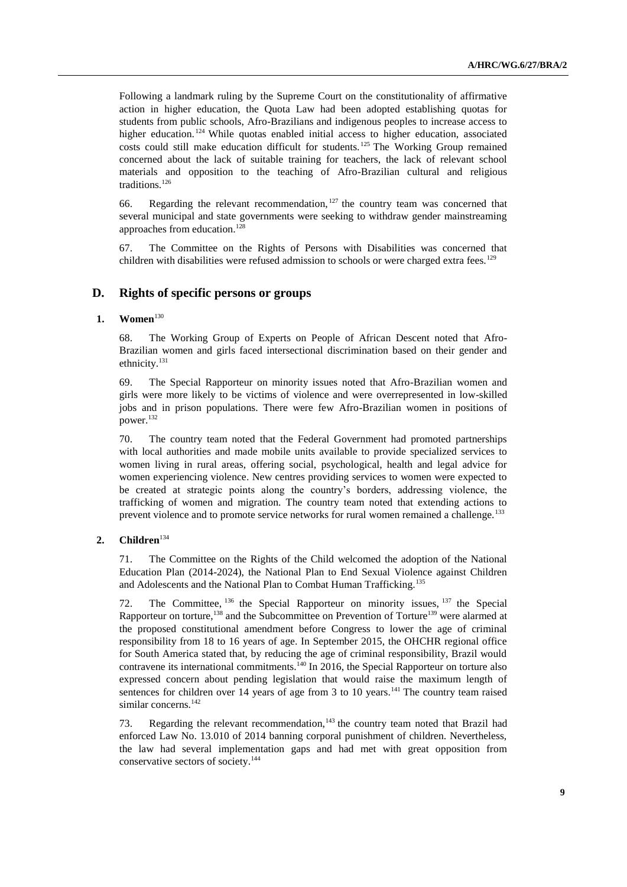Following a landmark ruling by the Supreme Court on the constitutionality of affirmative action in higher education, the Quota Law had been adopted establishing quotas for students from public schools, Afro-Brazilians and indigenous peoples to increase access to higher education.[124] While quotas enabled initial access to higher education, associated costs could still make education difficult for students.[125] The Working Group remained concerned about the lack of suitable training for teachers, the lack of relevant school materials and opposition to the teaching of Afro-Brazilian cultural and religious traditions.[126]

66. Regarding the relevant recommendation,[127] the country team was concerned that several municipal and state governments were seeking to withdraw gender mainstreaming approaches from education.[128]

67. The Committee on the Rights of Persons with Disabilities was concerned that children with disabilities were refused admission to schools or were charged extra fees.[129]

## D. Rights of specific persons or groups

### 1. Women[130]

68. The Working Group of Experts on People of African Descent noted that Afro-Brazilian women and girls faced intersectional discrimination based on their gender and ethnicity.[131]

69. The Special Rapporteur on minority issues noted that Afro-Brazilian women and girls were more likely to be victims of violence and were overrepresented in low-skilled jobs and in prison populations. There were few Afro-Brazilian women in positions of power.[132]

70. The country team noted that the Federal Government had promoted partnerships with local authorities and made mobile units available to provide specialized services to women living in rural areas, offering social, psychological, health and legal advice for women experiencing violence. New centres providing services to women were expected to be created at strategic points along the country's borders, addressing violence, the trafficking of women and migration. The country team noted that extending actions to prevent violence and to promote service networks for rural women remained a challenge.[133]

### 2. Children[134]

71. The Committee on the Rights of the Child welcomed the adoption of the National Education Plan (2014-2024), the National Plan to End Sexual Violence against Children and Adolescents and the National Plan to Combat Human Trafficking.[135]

72. The Committee,[136] the Special Rapporteur on minority issues,[137] the Special Rapporteur on torture,[138] and the Subcommittee on Prevention of Torture[139] were alarmed at the proposed constitutional amendment before Congress to lower the age of criminal responsibility from 18 to 16 years of age. In September 2015, the OHCHR regional office for South America stated that, by reducing the age of criminal responsibility, Brazil would contravene its international commitments.[140] In 2016, the Special Rapporteur on torture also expressed concern about pending legislation that would raise the maximum length of sentences for children over 14 years of age from 3 to 10 years.[141] The country team raised similar concerns.[142]

73. Regarding the relevant recommendation,[143] the country team noted that Brazil had enforced Law No. 13.010 of 2014 banning corporal punishment of children. Nevertheless, the law had several implementation gaps and had met with great opposition from conservative sectors of society.[144]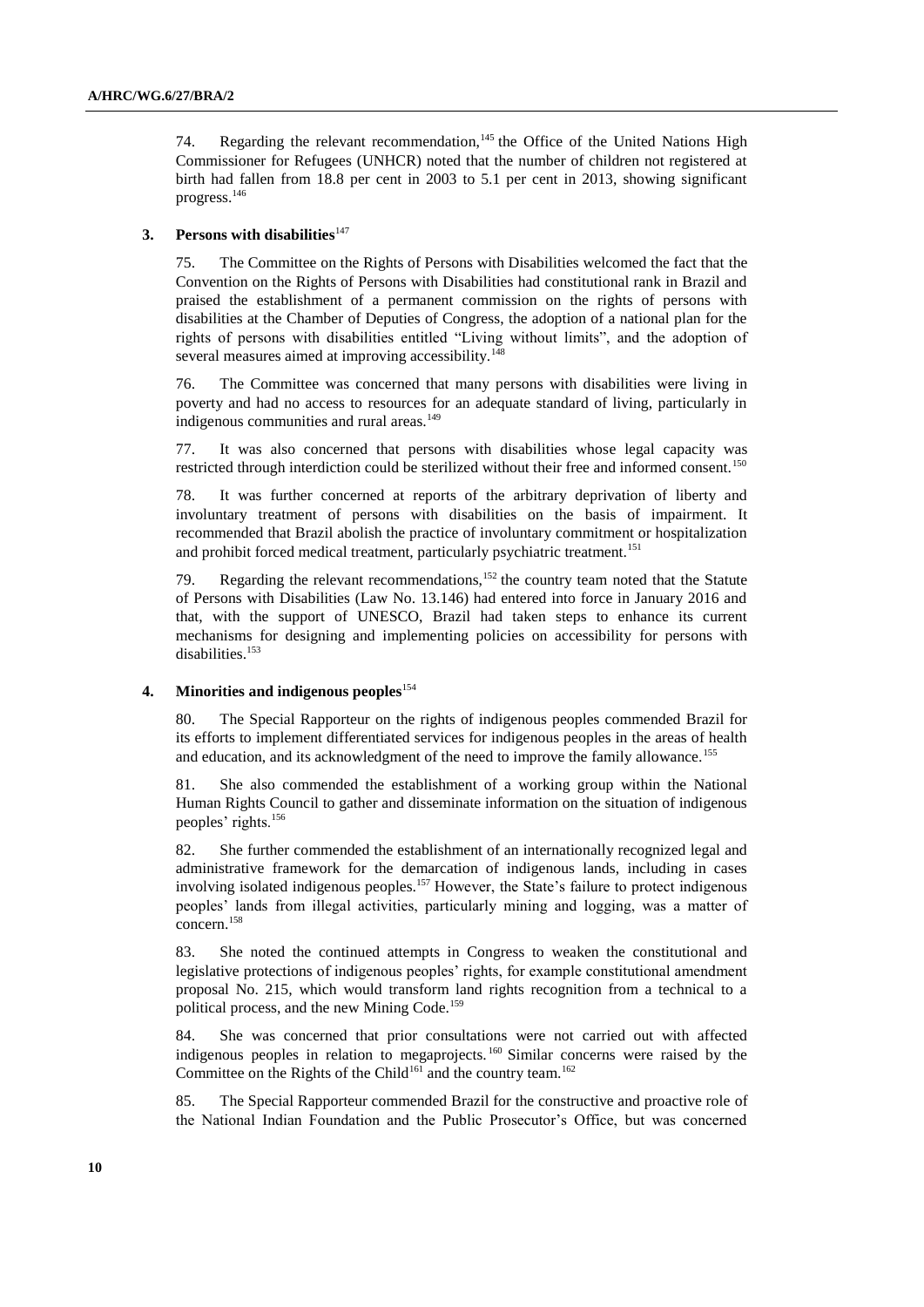74. Regarding the relevant recommendation,[145] the Office of the United Nations High Commissioner for Refugees (UNHCR) noted that the number of children not registered at birth had fallen from 18.8 per cent in 2003 to 5.1 per cent in 2013, showing significant progress.[146]

### 3. Persons with disabilities[147]

75. The Committee on the Rights of Persons with Disabilities welcomed the fact that the Convention on the Rights of Persons with Disabilities had constitutional rank in Brazil and praised the establishment of a permanent commission on the rights of persons with disabilities at the Chamber of Deputies of Congress, the adoption of a national plan for the rights of persons with disabilities entitled "Living without limits", and the adoption of several measures aimed at improving accessibility.[148]

76. The Committee was concerned that many persons with disabilities were living in poverty and had no access to resources for an adequate standard of living, particularly in indigenous communities and rural areas.[149]

77. It was also concerned that persons with disabilities whose legal capacity was restricted through interdiction could be sterilized without their free and informed consent.[150]

78. It was further concerned at reports of the arbitrary deprivation of liberty and involuntary treatment of persons with disabilities on the basis of impairment. It recommended that Brazil abolish the practice of involuntary commitment or hospitalization and prohibit forced medical treatment, particularly psychiatric treatment.[151]

79. Regarding the relevant recommendations,[152] the country team noted that the Statute of Persons with Disabilities (Law No. 13.146) had entered into force in January 2016 and that, with the support of UNESCO, Brazil had taken steps to enhance its current mechanisms for designing and implementing policies on accessibility for persons with disabilities.[153]

### 4. Minorities and indigenous peoples[154]

80. The Special Rapporteur on the rights of indigenous peoples commended Brazil for its efforts to implement differentiated services for indigenous peoples in the areas of health and education, and its acknowledgment of the need to improve the family allowance.[155]

81. She also commended the establishment of a working group within the National Human Rights Council to gather and disseminate information on the situation of indigenous peoples' rights.[156]

82. She further commended the establishment of an internationally recognized legal and administrative framework for the demarcation of indigenous lands, including in cases involving isolated indigenous peoples.[157] However, the State's failure to protect indigenous peoples' lands from illegal activities, particularly mining and logging, was a matter of concern.[158]

83. She noted the continued attempts in Congress to weaken the constitutional and legislative protections of indigenous peoples' rights, for example constitutional amendment proposal No. 215, which would transform land rights recognition from a technical to a political process, and the new Mining Code.[159]

84. She was concerned that prior consultations were not carried out with affected indigenous peoples in relation to megaprojects.[160] Similar concerns were raised by the Committee on the Rights of the Child[161] and the country team.[162]

85. The Special Rapporteur commended Brazil for the constructive and proactive role of the National Indian Foundation and the Public Prosecutor's Office, but was concerned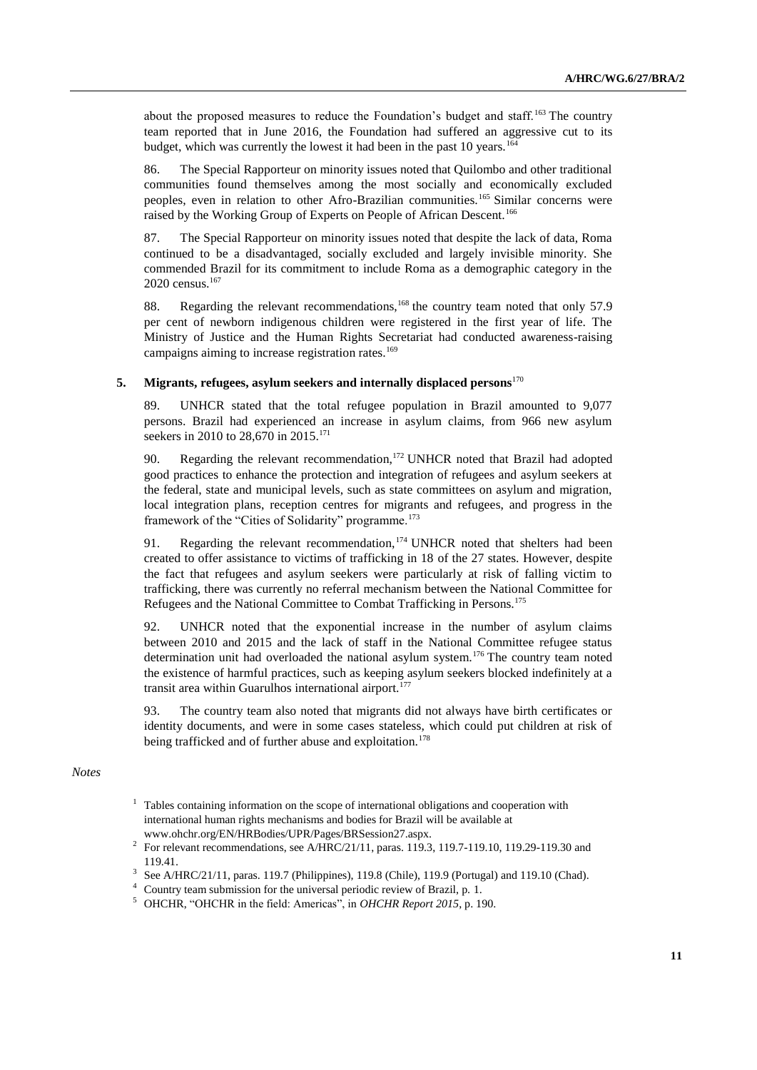about the proposed measures to reduce the Foundation's budget and staff.[163] The country team reported that in June 2016, the Foundation had suffered an aggressive cut to its budget, which was currently the lowest it had been in the past 10 years.[164]

86. The Special Rapporteur on minority issues noted that Quilombo and other traditional communities found themselves among the most socially and economically excluded peoples, even in relation to other Afro-Brazilian communities.[165] Similar concerns were raised by the Working Group of Experts on People of African Descent.[166]

87. The Special Rapporteur on minority issues noted that despite the lack of data, Roma continued to be a disadvantaged, socially excluded and largely invisible minority. She commended Brazil for its commitment to include Roma as a demographic category in the 2020 census.[167]

88. Regarding the relevant recommendations,[168] the country team noted that only 57.9 per cent of newborn indigenous children were registered in the first year of life. The Ministry of Justice and the Human Rights Secretariat had conducted awareness-raising campaigns aiming to increase registration rates.[169]

### 5. Migrants, refugees, asylum seekers and internally displaced persons[170]

89. UNHCR stated that the total refugee population in Brazil amounted to 9,077 persons. Brazil had experienced an increase in asylum claims, from 966 new asylum seekers in 2010 to 28,670 in 2015.[171]

90. Regarding the relevant recommendation,[172] UNHCR noted that Brazil had adopted good practices to enhance the protection and integration of refugees and asylum seekers at the federal, state and municipal levels, such as state committees on asylum and migration, local integration plans, reception centres for migrants and refugees, and progress in the framework of the "Cities of Solidarity" programme.[173]

91. Regarding the relevant recommendation,[174] UNHCR noted that shelters had been created to offer assistance to victims of trafficking in 18 of the 27 states. However, despite the fact that refugees and asylum seekers were particularly at risk of falling victim to trafficking, there was currently no referral mechanism between the National Committee for Refugees and the National Committee to Combat Trafficking in Persons.[175]

92. UNHCR noted that the exponential increase in the number of asylum claims between 2010 and 2015 and the lack of staff in the National Committee refugee status determination unit had overloaded the national asylum system.[176] The country team noted the existence of harmful practices, such as keeping asylum seekers blocked indefinitely at a transit area within Guarulhos international airport.[177]

93. The country team also noted that migrants did not always have birth certificates or identity documents, and were in some cases stateless, which could put children at risk of being trafficked and of further abuse and exploitation.[178]

*Notes*

[1] Tables containing information on the scope of international obligations and cooperation with international human rights mechanisms and bodies for Brazil will be available at www.ohchr.org/EN/HRBodies/UPR/Pages/BRSession27.aspx.

[2] For relevant recommendations, see A/HRC/21/11, paras. 119.3, 119.7-119.10, 119.29-119.30 and 119.41.

[3] See A/HRC/21/11, paras. 119.7 (Philippines), 119.8 (Chile), 119.9 (Portugal) and 119.10 (Chad).

[4] Country team submission for the universal periodic review of Brazil, p. 1.

[5] OHCHR, "OHCHR in the field: Americas", in *OHCHR Report 2015*, p. 190.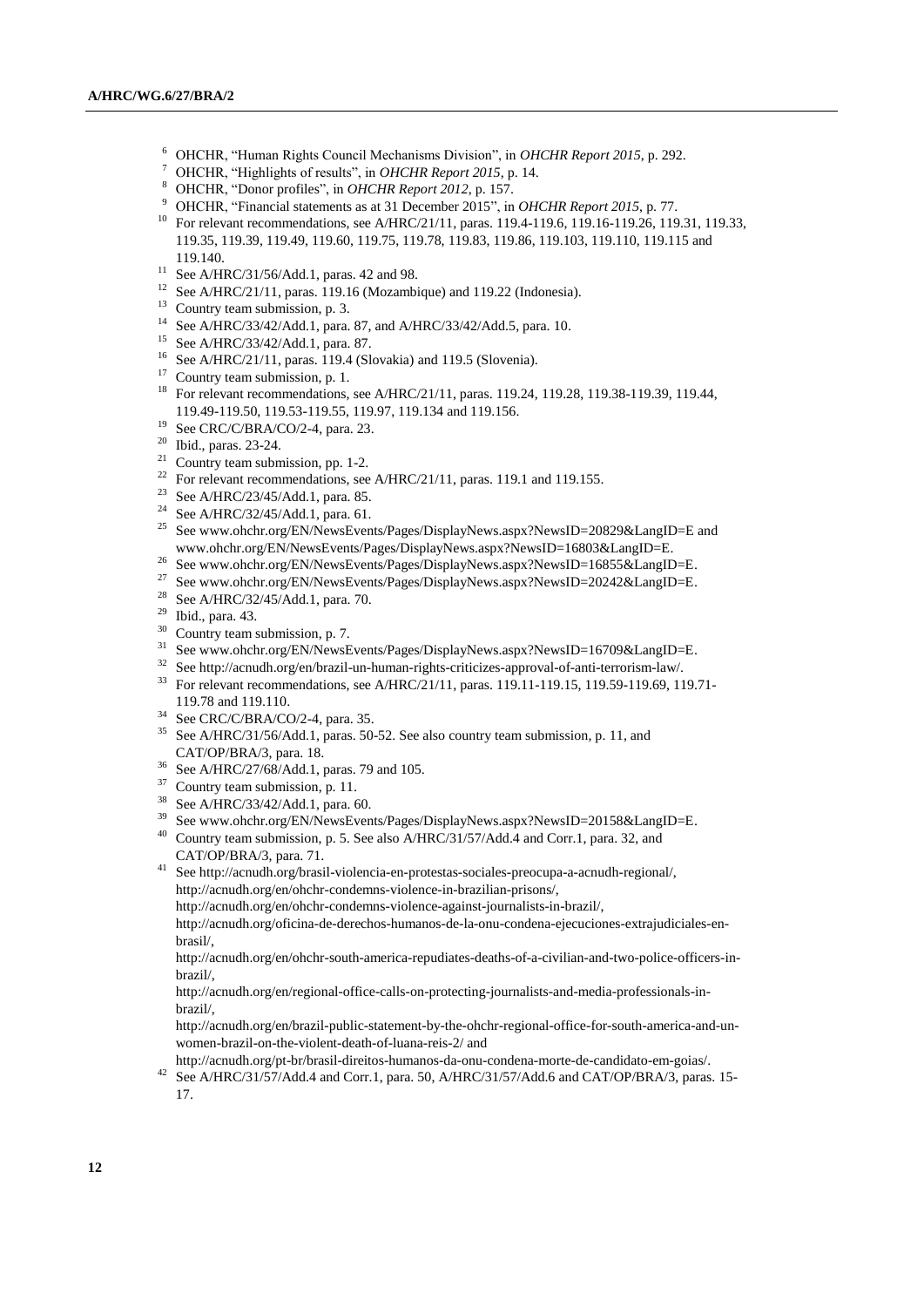[6] OHCHR, "Human Rights Council Mechanisms Division", in *OHCHR Report 2015*, p. 292.

[7] OHCHR, "Highlights of results", in *OHCHR Report 2015*, p. 14.

[8] OHCHR, "Donor profiles", in *OHCHR Report 2012*, p. 157.

[9] OHCHR, "Financial statements as at 31 December 2015", in *OHCHR Report 2015*, p. 77.

[10] For relevant recommendations, see A/HRC/21/11, paras. 119.4-119.6, 119.16-119.26, 119.31, 119.33, 119.35, 119.39, 119.49, 119.60, 119.75, 119.78, 119.83, 119.86, 119.103, 119.110, 119.115 and 119.140.

[11] See A/HRC/31/56/Add.1, paras. 42 and 98.

[12] See A/HRC/21/11, paras. 119.16 (Mozambique) and 119.22 (Indonesia).

[13] Country team submission, p. 3.

[14] See A/HRC/33/42/Add.1, para. 87, and A/HRC/33/42/Add.5, para. 10.

[15] See A/HRC/33/42/Add.1, para. 87.

[16] See A/HRC/21/11, paras. 119.4 (Slovakia) and 119.5 (Slovenia).

[17] Country team submission, p. 1.

[18] For relevant recommendations, see A/HRC/21/11, paras. 119.24, 119.28, 119.38-119.39, 119.44, 119.49-119.50, 119.53-119.55, 119.97, 119.134 and 119.156.

[19] See CRC/C/BRA/CO/2-4, para. 23.

[20] Ibid., paras. 23-24.

[21] Country team submission, pp. 1-2.

[22] For relevant recommendations, see A/HRC/21/11, paras. 119.1 and 119.155.

[23] See A/HRC/23/45/Add.1, para. 85.

[24] See A/HRC/32/45/Add.1, para. 61.

[25] See www.ohchr.org/EN/NewsEvents/Pages/DisplayNews.aspx?NewsID=20829&LangID=E and www.ohchr.org/EN/NewsEvents/Pages/DisplayNews.aspx?NewsID=16803&LangID=E.

[26] See www.ohchr.org/EN/NewsEvents/Pages/DisplayNews.aspx?NewsID=16855&LangID=E.

[27] See www.ohchr.org/EN/NewsEvents/Pages/DisplayNews.aspx?NewsID=20242&LangID=E.

[28] See A/HRC/32/45/Add.1, para. 70.

[29] Ibid., para. 43.

[30] Country team submission, p. 7.

[31] See www.ohchr.org/EN/NewsEvents/Pages/DisplayNews.aspx?NewsID=16709&LangID=E.

[32] See http://acnudh.org/en/brazil-un-human-rights-criticizes-approval-of-anti-terrorism-law/.

[33] For relevant recommendations, see A/HRC/21/11, paras. 119.11-119.15, 119.59-119.69, 119.71-119.78 and 119.110.

[34] See CRC/C/BRA/CO/2-4, para. 35.

[35] See A/HRC/31/56/Add.1, paras. 50-52. See also country team submission, p. 11, and CAT/OP/BRA/3, para. 18.

[36] See A/HRC/27/68/Add.1, paras. 79 and 105.

[37] Country team submission, p. 11.

[38] See A/HRC/33/42/Add.1, para. 60.

[39] See www.ohchr.org/EN/NewsEvents/Pages/DisplayNews.aspx?NewsID=20158&LangID=E.

[40] Country team submission, p. 5. See also A/HRC/31/57/Add.4 and Corr.1, para. 32, and CAT/OP/BRA/3, para. 71.

[41] See http://acnudh.org/brasil-violencia-en-protestas-sociales-preocupa-a-acnudh-regional/, http://acnudh.org/en/ohchr-condemns-violence-in-brazilian-prisons/, http://acnudh.org/en/ohchr-condemns-violence-against-journalists-in-brazil/, http://acnudh.org/oficina-de-derechos-humanos-de-la-onu-condena-ejecuciones-extrajudiciales-en-brasil/, http://acnudh.org/en/ohchr-south-america-repudiates-deaths-of-a-civilian-and-two-police-officers-in-brazil/, http://acnudh.org/en/regional-office-calls-on-protecting-journalists-and-media-professionals-in-brazil/, http://acnudh.org/en/brazil-public-statement-by-the-ohchr-regional-office-for-south-america-and-un-women-brazil-on-the-violent-death-of-luana-reis-2/ and http://acnudh.org/pt-br/brasil-direitos-humanos-da-onu-condena-morte-de-candidato-em-goias/.

[42] See A/HRC/31/57/Add.4 and Corr.1, para. 50, A/HRC/31/57/Add.6 and CAT/OP/BRA/3, paras. 15-17.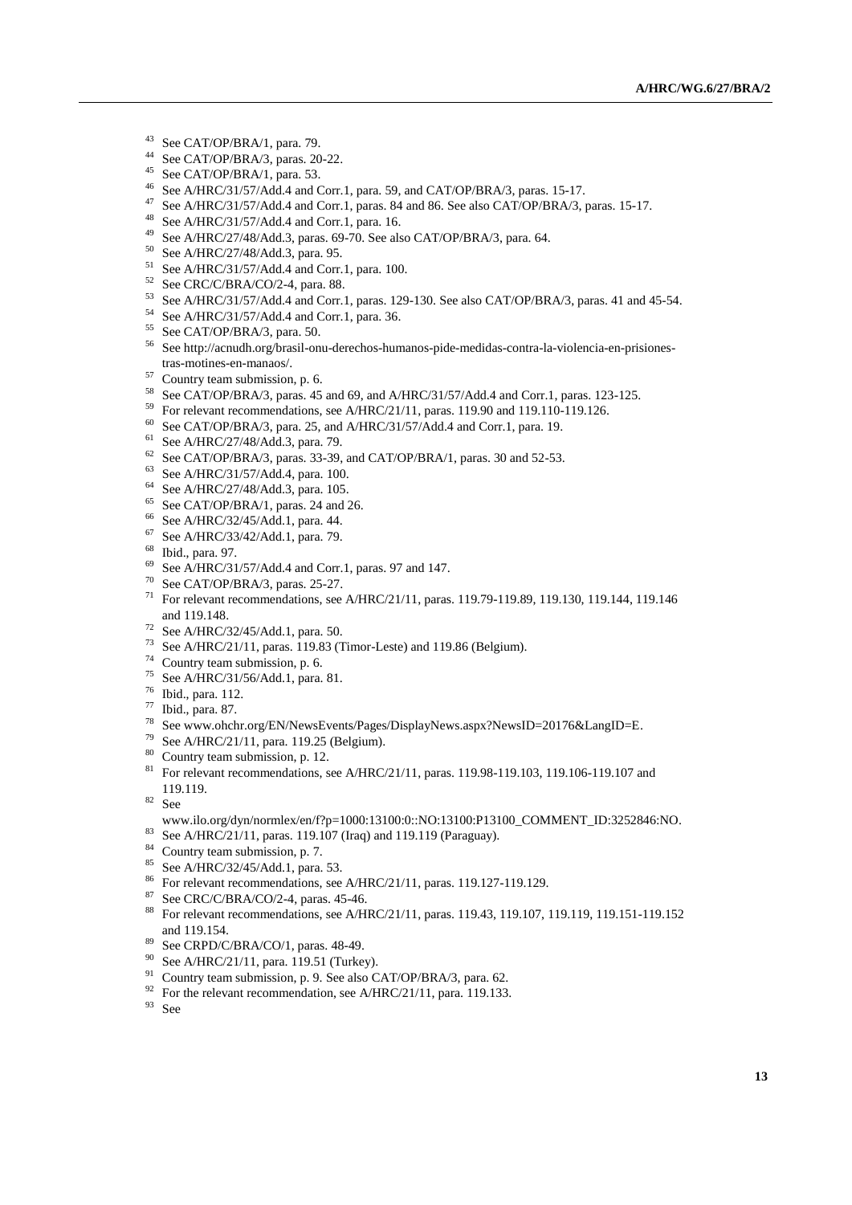[43] See CAT/OP/BRA/1, para. 79.

[44] See CAT/OP/BRA/3, paras. 20-22.

[45] See CAT/OP/BRA/1, para. 53.

[46] See A/HRC/31/57/Add.4 and Corr.1, para. 59, and CAT/OP/BRA/3, paras. 15-17.

[47] See A/HRC/31/57/Add.4 and Corr.1, paras. 84 and 86. See also CAT/OP/BRA/3, paras. 15-17.

[48] See A/HRC/31/57/Add.4 and Corr.1, para. 16.

[49] See A/HRC/27/48/Add.3, paras. 69-70. See also CAT/OP/BRA/3, para. 64.

[50] See A/HRC/27/48/Add.3, para. 95.

[51] See A/HRC/31/57/Add.4 and Corr.1, para. 100.

[52] See CRC/C/BRA/CO/2-4, para. 88.

[53] See A/HRC/31/57/Add.4 and Corr.1, paras. 129-130. See also CAT/OP/BRA/3, paras. 41 and 45-54.

[54] See A/HRC/31/57/Add.4 and Corr.1, para. 36.

[55] See CAT/OP/BRA/3, para. 50.

[56] See http://acnudh.org/brasil-onu-derechos-humanos-pide-medidas-contra-la-violencia-en-prisiones-tras-motines-en-manaos/.

[57] Country team submission, p. 6.

[58] See CAT/OP/BRA/3, paras. 45 and 69, and A/HRC/31/57/Add.4 and Corr.1, paras. 123-125.

[59] For relevant recommendations, see A/HRC/21/11, paras. 119.90 and 119.110-119.126.

[60] See CAT/OP/BRA/3, para. 25, and A/HRC/31/57/Add.4 and Corr.1, para. 19.

[61] See A/HRC/27/48/Add.3, para. 79.

[62] See CAT/OP/BRA/3, paras. 33-39, and CAT/OP/BRA/1, paras. 30 and 52-53.

[63] See A/HRC/31/57/Add.4, para. 100.

[64] See A/HRC/27/48/Add.3, para. 105.

[65] See CAT/OP/BRA/1, paras. 24 and 26.

[66] See A/HRC/32/45/Add.1, para. 44.

[67] See A/HRC/33/42/Add.1, para. 79.

[68] Ibid., para. 97.

[69] See A/HRC/31/57/Add.4 and Corr.1, paras. 97 and 147.

[70] See CAT/OP/BRA/3, paras. 25-27.

[71] For relevant recommendations, see A/HRC/21/11, paras. 119.79-119.89, 119.130, 119.144, 119.146 and 119.148.

[72] See A/HRC/32/45/Add.1, para. 50.

[73] See A/HRC/21/11, paras. 119.83 (Timor-Leste) and 119.86 (Belgium).

[74] Country team submission, p. 6.

[75] See A/HRC/31/56/Add.1, para. 81.

[76] Ibid., para. 112.

[77] Ibid., para. 87.

[78] See www.ohchr.org/EN/NewsEvents/Pages/DisplayNews.aspx?NewsID=20176&LangID=E.

[79] See A/HRC/21/11, para. 119.25 (Belgium).

[80] Country team submission, p. 12.

[81] For relevant recommendations, see A/HRC/21/11, paras. 119.98-119.103, 119.106-119.107 and 119.119.

[82] See www.ilo.org/dyn/normlex/en/f?p=1000:13100:0::NO:13100:P13100_COMMENT_ID:3252846:NO.

[83] See A/HRC/21/11, paras. 119.107 (Iraq) and 119.119 (Paraguay).

[84] Country team submission, p. 7.

[85] See A/HRC/32/45/Add.1, para. 53.

[86] For relevant recommendations, see A/HRC/21/11, paras. 119.127-119.129.

[87] See CRC/C/BRA/CO/2-4, paras. 45-46.

[88] For relevant recommendations, see A/HRC/21/11, paras. 119.43, 119.107, 119.119, 119.151-119.152 and 119.154.

[89] See CRPD/C/BRA/CO/1, paras. 48-49.

[90] See A/HRC/21/11, para. 119.51 (Turkey).

[91] Country team submission, p. 9. See also CAT/OP/BRA/3, para. 62.

[92] For the relevant recommendation, see A/HRC/21/11, para. 119.133.

[93] See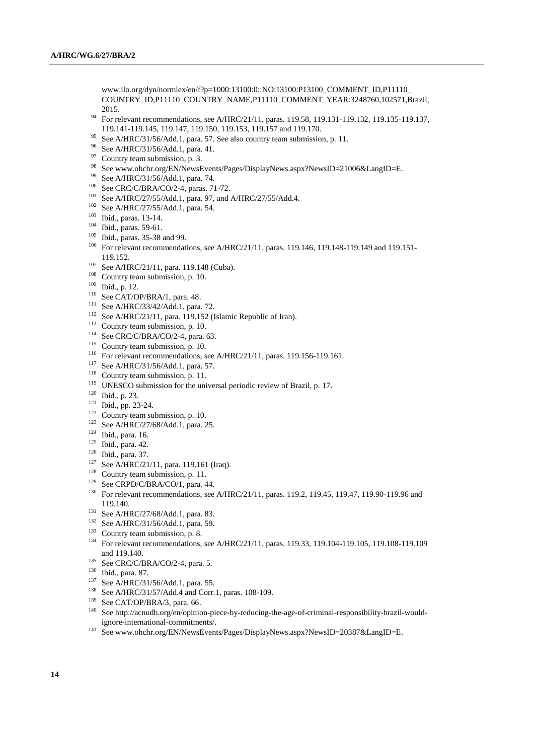www.ilo.org/dyn/normlex/en/f?p=1000:13100:0::NO:13100:P13100_COMMENT_ID,P11110_COUNTRY_ID,P11110_COUNTRY_NAME,P11110_COMMENT_YEAR:3248760,102571,Brazil, 2015.

[94] For relevant recommendations, see A/HRC/21/11, paras. 119.58, 119.131-119.132, 119.135-119.137, 119.141-119.145, 119.147, 119.150, 119.153, 119.157 and 119.170.

[95] See A/HRC/31/56/Add.1, para. 57. See also country team submission, p. 11.

[96] See A/HRC/31/56/Add.1, para. 41.

[97] Country team submission, p. 3.

[98] See www.ohchr.org/EN/NewsEvents/Pages/DisplayNews.aspx?NewsID=21006&LangID=E.

[99] See A/HRC/31/56/Add.1, para. 74.

[100] See CRC/C/BRA/CO/2-4, paras. 71-72.

[101] See A/HRC/27/55/Add.1, para. 97, and A/HRC/27/55/Add.4.

[102] See A/HRC/27/55/Add.1, para. 54.

[103] Ibid., paras. 13-14.

[104] Ibid., paras. 59-61.

[105] Ibid., paras. 35-38 and 99.

[106] For relevant recommendations, see A/HRC/21/11, paras. 119.146, 119.148-119.149 and 119.151-119.152.

[107] See A/HRC/21/11, para. 119.148 (Cuba).

[108] Country team submission, p. 10.

[109] Ibid., p. 12.

[110] See CAT/OP/BRA/1, para. 48.

[111] See A/HRC/33/42/Add.1, para. 72.

[112] See A/HRC/21/11, para. 119.152 (Islamic Republic of Iran).

[113] Country team submission, p. 10.

[114] See CRC/C/BRA/CO/2-4, para. 63.

[115] Country team submission, p. 10.

[116] For relevant recommendations, see A/HRC/21/11, paras. 119.156-119.161.

[117] See A/HRC/31/56/Add.1, para. 57.

[118] Country team submission, p. 11.

[119] UNESCO submission for the universal periodic review of Brazil, p. 17.

[120] Ibid., p. 23.

[121] Ibid., pp. 23-24.

[122] Country team submission, p. 10.

[123] See A/HRC/27/68/Add.1, para. 25.

[124] Ibid., para. 16.

[125] Ibid., para. 42.

[126] Ibid., para. 37.

[127] See A/HRC/21/11, para. 119.161 (Iraq).

[128] Country team submission, p. 11.

[129] See CRPD/C/BRA/CO/1, para. 44.

[130] For relevant recommendations, see A/HRC/21/11, paras. 119.2, 119.45, 119.47, 119.90-119.96 and 119.140.

[131] See A/HRC/27/68/Add.1, para. 83.

[132] See A/HRC/31/56/Add.1, para. 59.

[133] Country team submission, p. 8.

[134] For relevant recommendations, see A/HRC/21/11, paras. 119.33, 119.104-119.105, 119.108-119.109 and 119.140.

[135] See CRC/C/BRA/CO/2-4, para. 5.

[136] Ibid., para. 87.

[137] See A/HRC/31/56/Add.1, para. 55.

[138] See A/HRC/31/57/Add.4 and Corr.1, paras. 108-109.

[139] See CAT/OP/BRA/3, para. 66.

[140] See http://acnudh.org/en/opinion-piece-by-reducing-the-age-of-criminal-responsibility-brazil-would-ignore-international-commitments/.

[141] See www.ohchr.org/EN/NewsEvents/Pages/DisplayNews.aspx?NewsID=20387&LangID=E.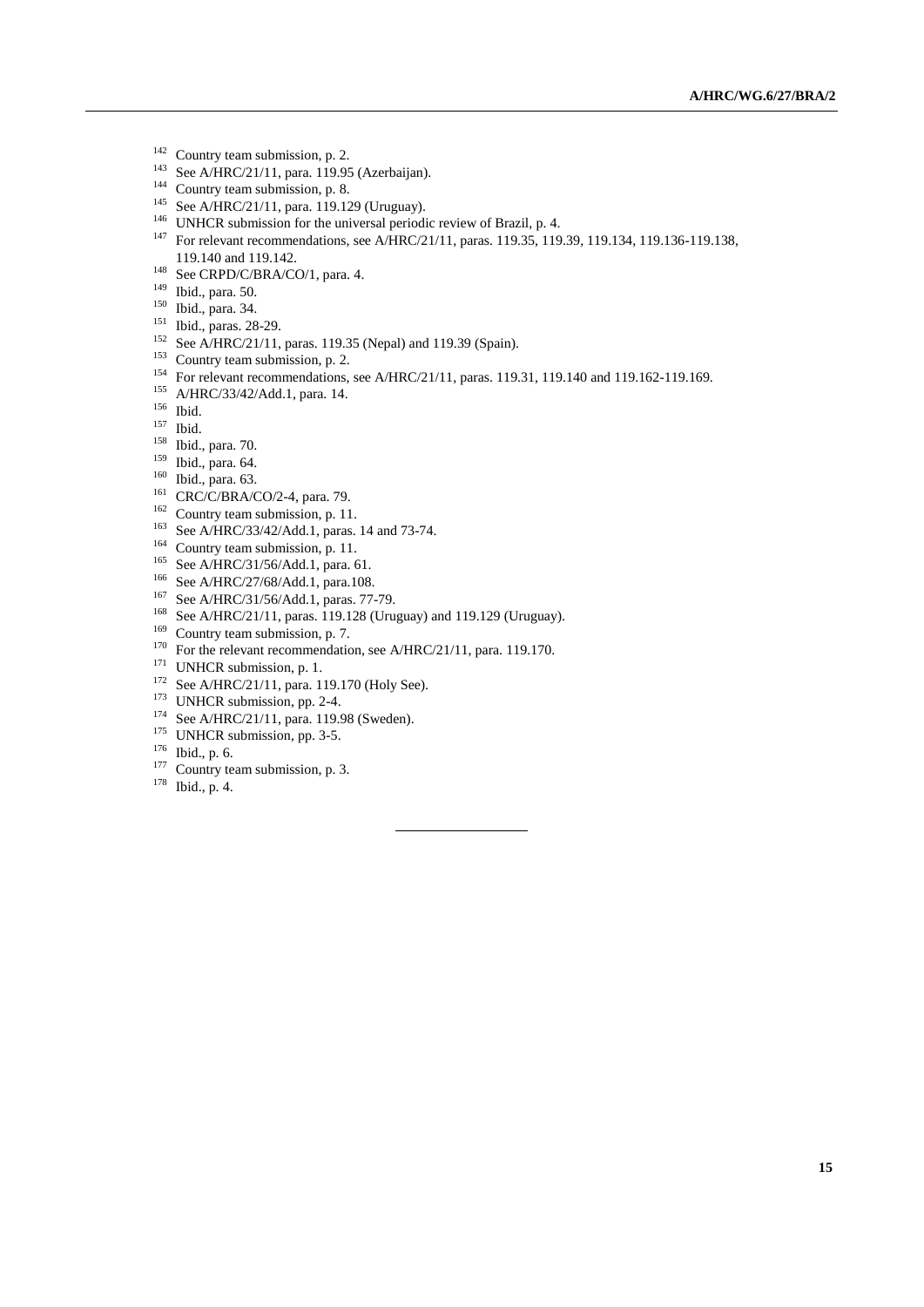[142] Country team submission, p. 2.
[143] See A/HRC/21/11, para. 119.95 (Azerbaijan).
[144] Country team submission, p. 8.
[145] See A/HRC/21/11, para. 119.129 (Uruguay).
[146] UNHCR submission for the universal periodic review of Brazil, p. 4.
[147] For relevant recommendations, see A/HRC/21/11, paras. 119.35, 119.39, 119.134, 119.136-119.138, 119.140 and 119.142.
[148] See CRPD/C/BRA/CO/1, para. 4.
[149] Ibid., para. 50.
[150] Ibid., para. 34.
[151] Ibid., paras. 28-29.
[152] See A/HRC/21/11, paras. 119.35 (Nepal) and 119.39 (Spain).
[153] Country team submission, p. 2.
[154] For relevant recommendations, see A/HRC/21/11, paras. 119.31, 119.140 and 119.162-119.169.
[155] A/HRC/33/42/Add.1, para. 14.
[156] Ibid.
[157] Ibid.
[158] Ibid., para. 70.
[159] Ibid., para. 64.
[160] Ibid., para. 63.
[161] CRC/C/BRA/CO/2-4, para. 79.
[162] Country team submission, p. 11.
[163] See A/HRC/33/42/Add.1, paras. 14 and 73-74.
[164] Country team submission, p. 11.
[165] See A/HRC/31/56/Add.1, para. 61.
[166] See A/HRC/27/68/Add.1, para.108.
[167] See A/HRC/31/56/Add.1, paras. 77-79.
[168] See A/HRC/21/11, paras. 119.128 (Uruguay) and 119.129 (Uruguay).
[169] Country team submission, p. 7.
[170] For the relevant recommendation, see A/HRC/21/11, para. 119.170.
[171] UNHCR submission, p. 1.
[172] See A/HRC/21/11, para. 119.170 (Holy See).
[173] UNHCR submission, pp. 2-4.
[174] See A/HRC/21/11, para. 119.98 (Sweden).
[175] UNHCR submission, pp. 3-5.
[176] Ibid., p. 6.
[177] Country team submission, p. 3.
[178] Ibid., p. 4.